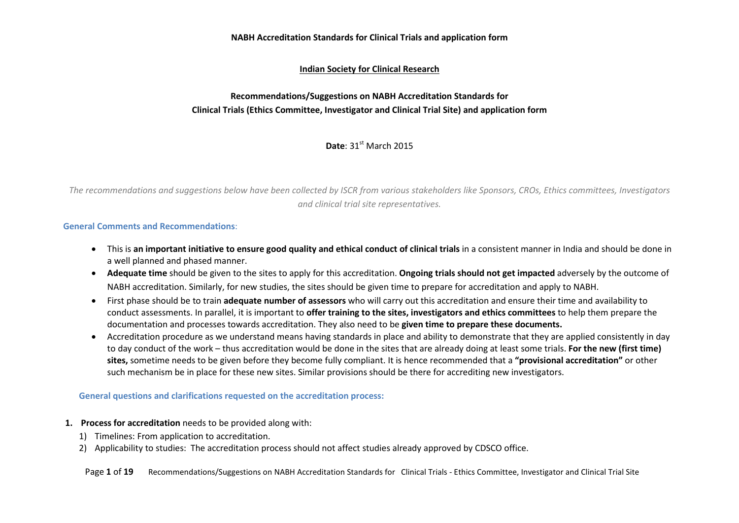**NABH Accreditation Standards for Clinical Trials and application form**

**Indian Society for Clinical Research**

# Recommendations/Suggestions on NABH Accreditation Standards for Clinical Trials (Ethics Committee, Investigator and Clinical Trial Site) and application form

**Date**: 31st March 2015

*The recommendations and suggestions below have been collected by ISCR from various stakeholders like Sponsors, CROs, Ethics committees, Investigators and clinical trial site representatives.*

## General Comments and Recommendations:

- This is **an important initiative to ensure good quality and ethical conduct of clinical trials** in a consistent manner in India and should be done in a well planned and phased manner.
- **Adequate time** should be given to the sites to apply for this accreditation. **Ongoing trials should not get impacted** adversely by the outcome of NABH accreditation. Similarly, for new studies, the sites should be given time to prepare for accreditation and apply to NABH.
- First phase should be to train **adequate number of assessors** who will carry out this accreditation and ensure their time and availability to conduct assessments. In parallel, it is important to **offer training to the sites, investigators and ethics committees** to help them prepare the documentation and processes towards accreditation. They also need to be **given time to prepare these documents.**
- Accreditation procedure as we understand means having standards in place and ability to demonstrate that they are applied consistently in day to day conduct of the work – thus accreditation would be done in the sites that are already doing at least some trials. **For the new (first time) sites,** sometime needs to be given before they become fully compliant. It is hence recommended that a **"provisional accreditation"** or other such mechanism be in place for these new sites. Similar provisions should be there for accrediting new investigators.

### General questions and clarifications requested on the accreditation process:

1. **Process for accreditation** needs to be provided along with:
   1) Timelines: From application to accreditation.
   2) Applicability to studies: The accreditation process should not affect studies already approved by CDSCO office.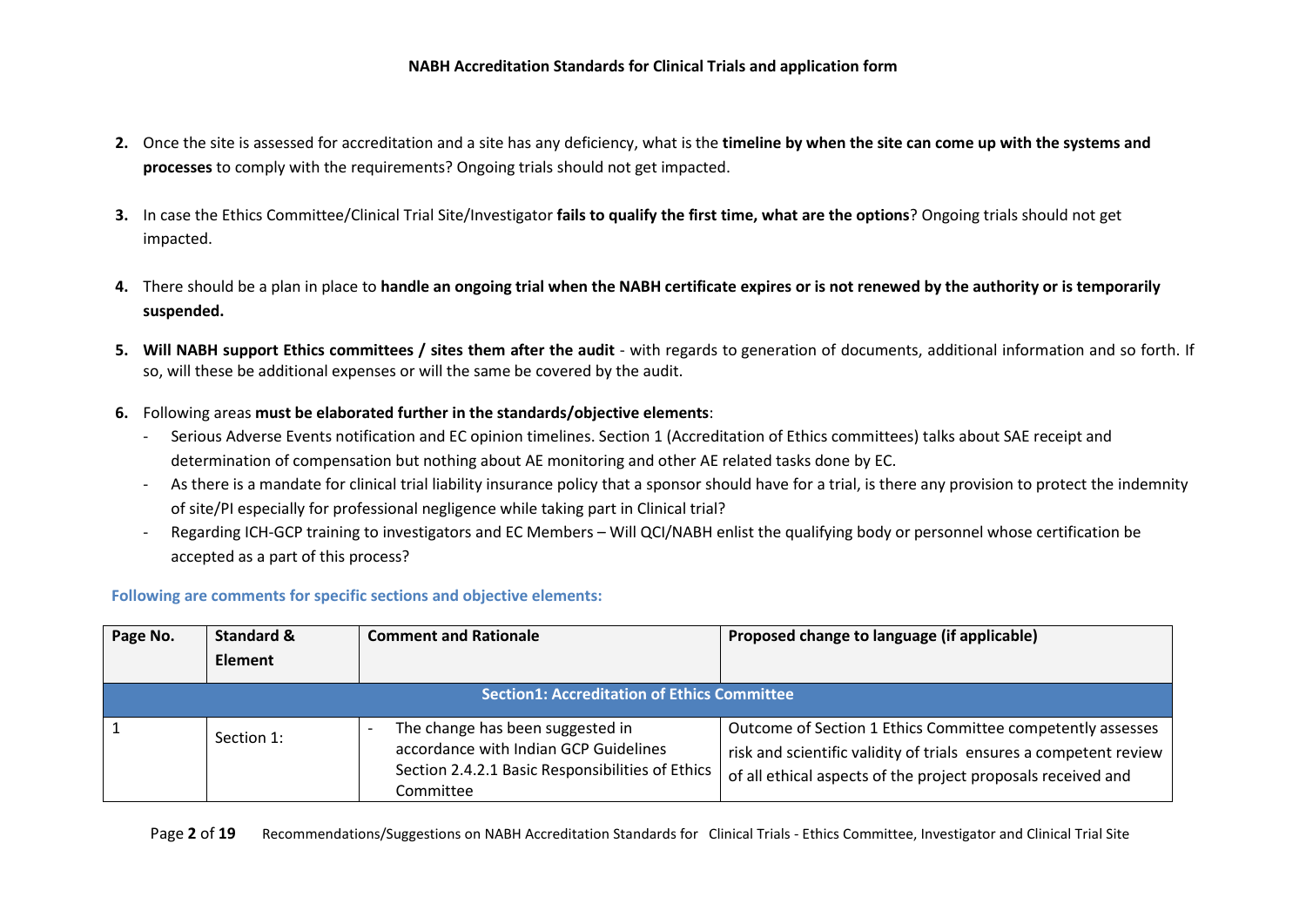2. Once the site is assessed for accreditation and a site has any deficiency, what is the **timeline by when the site can come up with the systems and processes** to comply with the requirements? Ongoing trials should not get impacted.

3. In case the Ethics Committee/Clinical Trial Site/Investigator **fails to qualify the first time, what are the options**? Ongoing trials should not get impacted.

4. There should be a plan in place to **handle an ongoing trial when the NABH certificate expires or is not renewed by the authority or is temporarily suspended.**

5. **Will NABH support Ethics committees / sites them after the audit** - with regards to generation of documents, additional information and so forth. If so, will these be additional expenses or will the same be covered by the audit.

6. Following areas **must be elaborated further in the standards/objective elements**:
   - Serious Adverse Events notification and EC opinion timelines. Section 1 (Accreditation of Ethics committees) talks about SAE receipt and determination of compensation but nothing about AE monitoring and other AE related tasks done by EC.
   - As there is a mandate for clinical trial liability insurance policy that a sponsor should have for a trial, is there any provision to protect the indemnity of site/PI especially for professional negligence while taking part in Clinical trial?
   - Regarding ICH-GCP training to investigators and EC Members – Will QCI/NABH enlist the qualifying body or personnel whose certification be accepted as a part of this process?

**Following are comments for specific sections and objective elements:**

| Page No. | Standard & Element | Comment and Rationale | Proposed change to language (if applicable) |
|---|---|---|---|
| **Section1: Accreditation of Ethics Committee** | | | |
| 1 | Section 1: | - The change has been suggested in accordance with Indian GCP Guidelines Section 2.4.2.1 Basic Responsibilities of Ethics Committee | Outcome of Section 1 Ethics Committee competently assesses risk and scientific validity of trials ensures a competent review of all ethical aspects of the project proposals received and |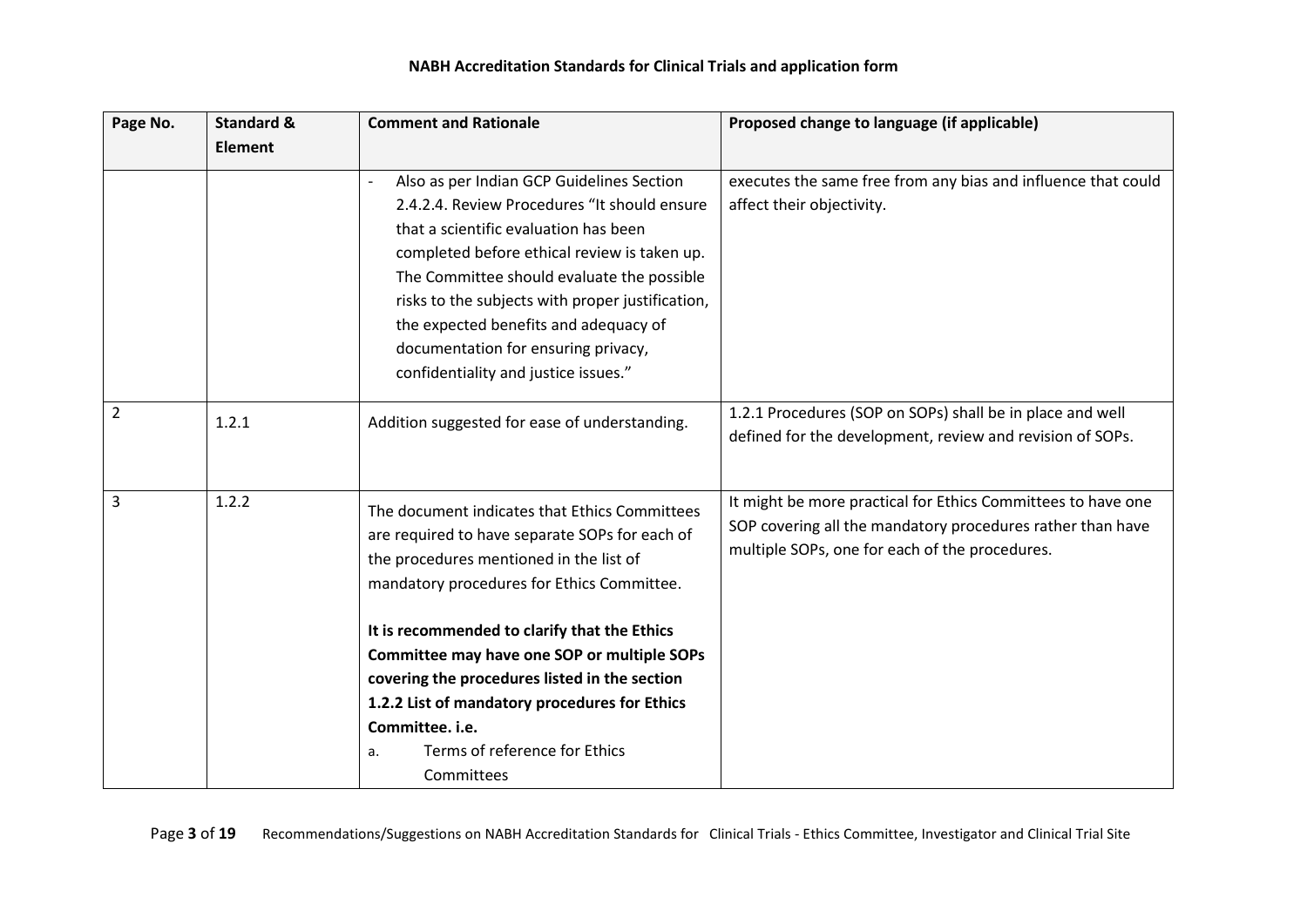**NABH Accreditation Standards for Clinical Trials and application form**

| Page No. | Standard & Element | Comment and Rationale | Proposed change to language (if applicable) |
|---|---|---|---|
| | | - Also as per Indian GCP Guidelines Section 2.4.2.4. Review Procedures "It should ensure that a scientific evaluation has been completed before ethical review is taken up. The Committee should evaluate the possible risks to the subjects with proper justification, the expected benefits and adequacy of documentation for ensuring privacy, confidentiality and justice issues." | executes the same free from any bias and influence that could affect their objectivity. |
| 2 | 1.2.1 | Addition suggested for ease of understanding. | 1.2.1 Procedures (SOP on SOPs) shall be in place and well defined for the development, review and revision of SOPs. |
| 3 | 1.2.2 | The document indicates that Ethics Committees are required to have separate SOPs for each of the procedures mentioned in the list of mandatory procedures for Ethics Committee.<br><br>**It is recommended to clarify that the Ethics Committee may have one SOP or multiple SOPs covering the procedures listed in the section 1.2.2 List of mandatory procedures for Ethics Committee. i.e.**<br>a. Terms of reference for Ethics Committees | It might be more practical for Ethics Committees to have one SOP covering all the mandatory procedures rather than have multiple SOPs, one for each of the procedures. |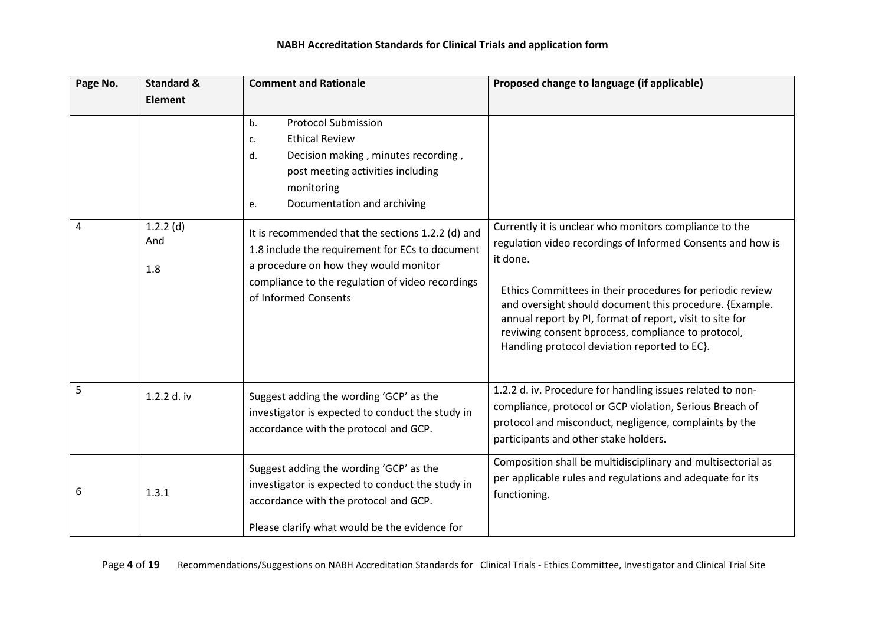| Page No. | Standard & Element | Comment and Rationale | Proposed change to language (if applicable) |
|---|---|---|---|
| | | b. Protocol Submission<br>c. Ethical Review<br>d. Decision making , minutes recording , post meeting activities including monitoring<br>e. Documentation and archiving | |
| 4 | 1.2.2 (d)<br>And<br>1.8 | It is recommended that the sections 1.2.2 (d) and 1.8 include the requirement for ECs to document a procedure on how they would monitor compliance to the regulation of video recordings of Informed Consents | Currently it is unclear who monitors compliance to the regulation video recordings of Informed Consents and how is it done.<br><br>Ethics Committees in their procedures for periodic review and oversight should document this procedure. {Example. annual report by PI, format of report, visit to site for reviwing consent bprocess, compliance to protocol, Handling protocol deviation reported to EC}. |
| 5 | 1.2.2 d. iv | Suggest adding the wording 'GCP' as the investigator is expected to conduct the study in accordance with the protocol and GCP. | 1.2.2 d. iv. Procedure for handling issues related to non-compliance, protocol or GCP violation, Serious Breach of protocol and misconduct, negligence, complaints by the participants and other stake holders. |
| 6 | 1.3.1 | Suggest adding the wording 'GCP' as the investigator is expected to conduct the study in accordance with the protocol and GCP.<br><br>Please clarify what would be the evidence for | Composition shall be multidisciplinary and multisectorial as per applicable rules and regulations and adequate for its functioning. |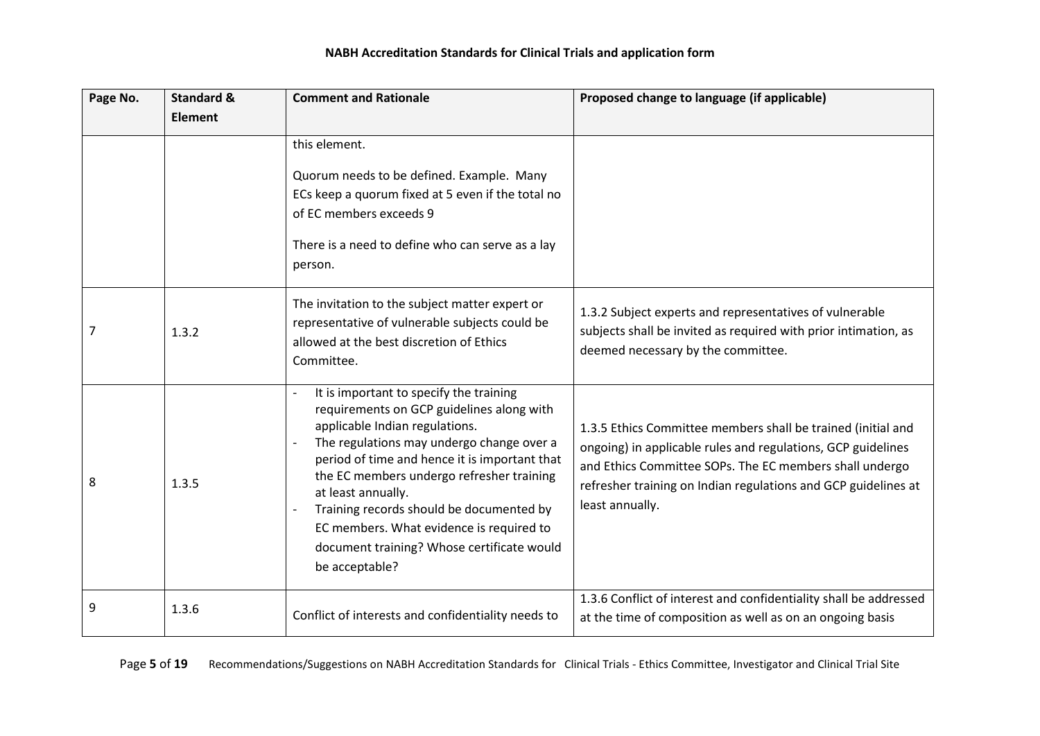**NABH Accreditation Standards for Clinical Trials and application form**

| Page No. | Standard & Element | Comment and Rationale | Proposed change to language (if applicable) |
|---|---|---|---|
| | | this element.<br><br>Quorum needs to be defined. Example. Many ECs keep a quorum fixed at 5 even if the total no of EC members exceeds 9<br><br>There is a need to define who can serve as a lay person. | |
| 7 | 1.3.2 | The invitation to the subject matter expert or representative of vulnerable subjects could be allowed at the best discretion of Ethics Committee. | 1.3.2 Subject experts and representatives of vulnerable subjects shall be invited as required with prior intimation, as deemed necessary by the committee. |
| 8 | 1.3.5 | - It is important to specify the training requirements on GCP guidelines along with applicable Indian regulations.<br>- The regulations may undergo change over a period of time and hence it is important that the EC members undergo refresher training at least annually.<br>- Training records should be documented by EC members. What evidence is required to document training? Whose certificate would be acceptable? | 1.3.5 Ethics Committee members shall be trained (initial and ongoing) in applicable rules and regulations, GCP guidelines and Ethics Committee SOPs. The EC members shall undergo refresher training on Indian regulations and GCP guidelines at least annually. |
| 9 | 1.3.6 | Conflict of interests and confidentiality needs to | 1.3.6 Conflict of interest and confidentiality shall be addressed at the time of composition as well as on an ongoing basis |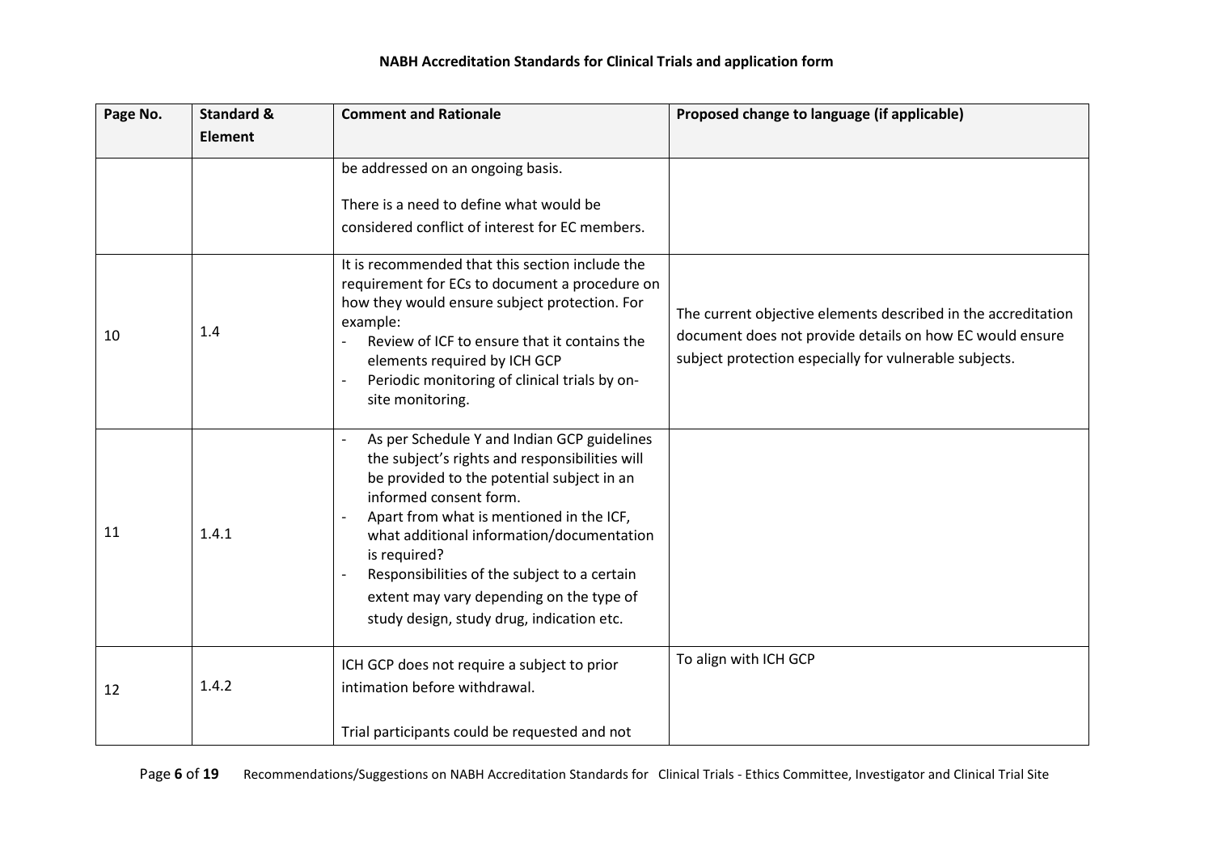| Page No. | Standard & Element | Comment and Rationale | Proposed change to language (if applicable) |
|---|---|---|---|
| | | be addressed on an ongoing basis.<br><br>There is a need to define what would be considered conflict of interest for EC members. | |
| 10 | 1.4 | It is recommended that this section include the requirement for ECs to document a procedure on how they would ensure subject protection. For example:<br>- Review of ICF to ensure that it contains the elements required by ICH GCP<br>- Periodic monitoring of clinical trials by on-site monitoring. | The current objective elements described in the accreditation document does not provide details on how EC would ensure subject protection especially for vulnerable subjects. |
| 11 | 1.4.1 | - As per Schedule Y and Indian GCP guidelines the subject's rights and responsibilities will be provided to the potential subject in an informed consent form.<br>- Apart from what is mentioned in the ICF, what additional information/documentation is required?<br>- Responsibilities of the subject to a certain extent may vary depending on the type of study design, study drug, indication etc. | |
| 12 | 1.4.2 | ICH GCP does not require a subject to prior intimation before withdrawal.<br><br>Trial participants could be requested and not | To align with ICH GCP |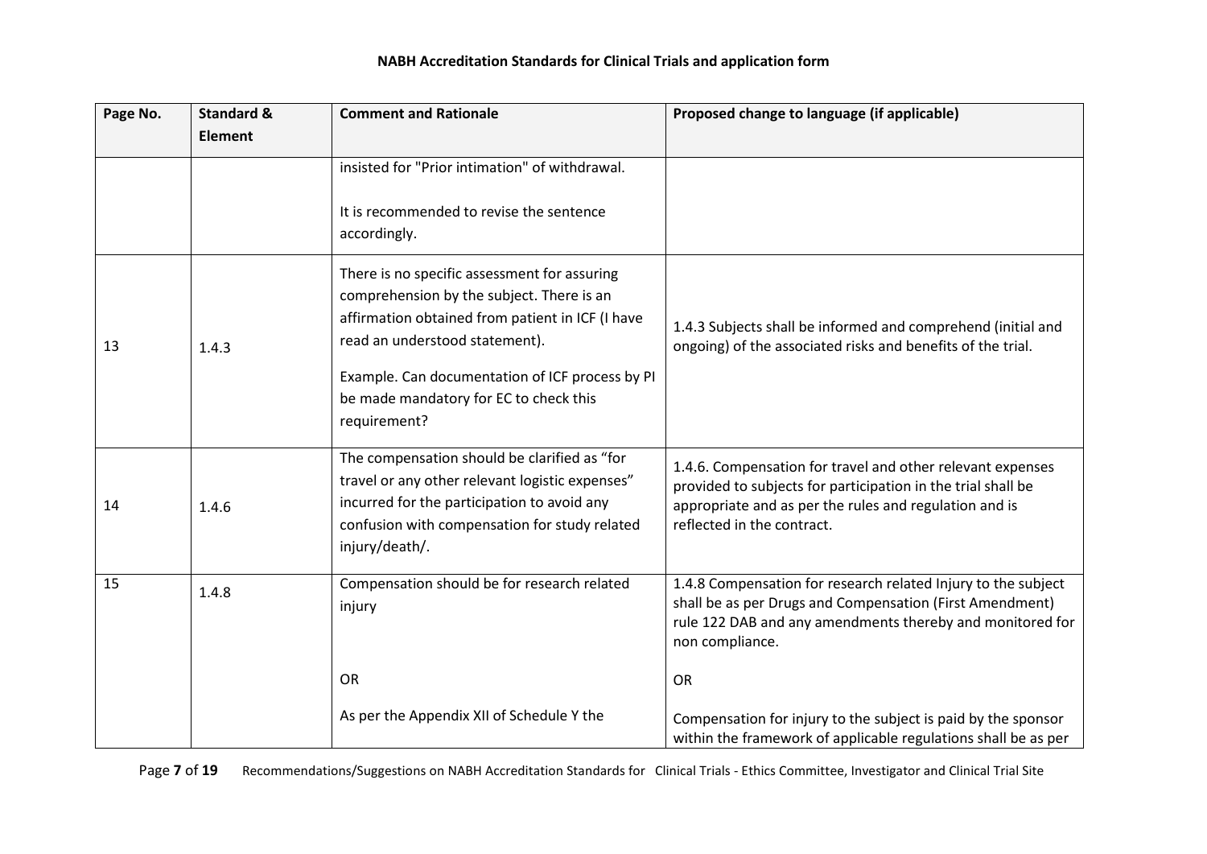| Page No. | Standard & Element | Comment and Rationale | Proposed change to language (if applicable) |
|---|---|---|---|
| | | insisted for "Prior intimation" of withdrawal.<br><br>It is recommended to revise the sentence accordingly. | |
| 13 | 1.4.3 | There is no specific assessment for assuring comprehension by the subject. There is an affirmation obtained from patient in ICF (I have read an understood statement).<br><br>Example. Can documentation of ICF process by PI be made mandatory for EC to check this requirement? | 1.4.3 Subjects shall be informed and comprehend (initial and ongoing) of the associated risks and benefits of the trial. |
| 14 | 1.4.6 | The compensation should be clarified as "for travel or any other relevant logistic expenses" incurred for the participation to avoid any confusion with compensation for study related injury/death/. | 1.4.6. Compensation for travel and other relevant expenses provided to subjects for participation in the trial shall be appropriate and as per the rules and regulation and is reflected in the contract. |
| 15 | 1.4.8 | Compensation should be for research related injury<br><br>OR<br><br>As per the Appendix XII of Schedule Y the | 1.4.8 Compensation for research related Injury to the subject shall be as per Drugs and Compensation (First Amendment) rule 122 DAB and any amendments thereby and monitored for non compliance.<br><br>OR<br><br>Compensation for injury to the subject is paid by the sponsor within the framework of applicable regulations shall be as per |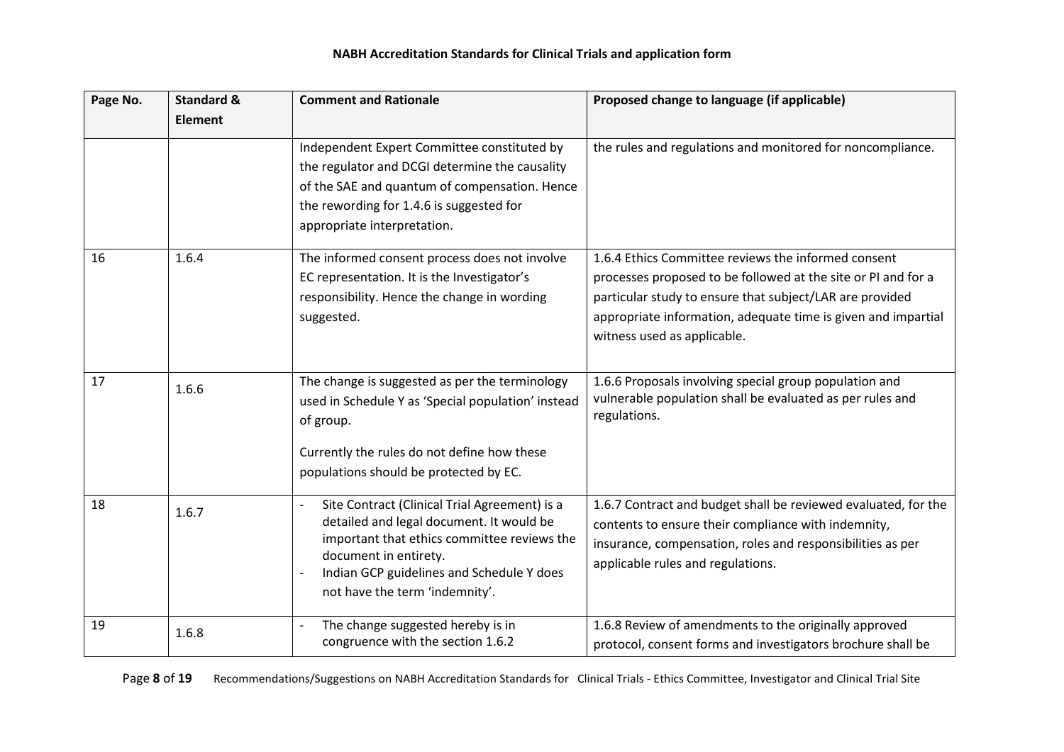| Page No. | Standard & Element | Comment and Rationale | Proposed change to language (if applicable) |
|---|---|---|---|
| | | Independent Expert Committee constituted by the regulator and DCGI determine the causality of the SAE and quantum of compensation. Hence the rewording for 1.4.6 is suggested for appropriate interpretation. | the rules and regulations and monitored for noncompliance. |
| 16 | 1.6.4 | The informed consent process does not involve EC representation. It is the Investigator's responsibility. Hence the change in wording suggested. | 1.6.4 Ethics Committee reviews the informed consent processes proposed to be followed at the site or PI and for a particular study to ensure that subject/LAR are provided appropriate information, adequate time is given and impartial witness used as applicable. |
| 17 | 1.6.6 | The change is suggested as per the terminology used in Schedule Y as 'Special population' instead of group.<br><br>Currently the rules do not define how these populations should be protected by EC. | 1.6.6 Proposals involving special group population and vulnerable population shall be evaluated as per rules and regulations. |
| 18 | 1.6.7 | - Site Contract (Clinical Trial Agreement) is a detailed and legal document. It would be important that ethics committee reviews the document in entirety.<br>- Indian GCP guidelines and Schedule Y does not have the term 'indemnity'. | 1.6.7 Contract and budget shall be reviewed evaluated, for the contents to ensure their compliance with indemnity, insurance, compensation, roles and responsibilities as per applicable rules and regulations. |
| 19 | 1.6.8 | - The change suggested hereby is in congruence with the section 1.6.2 | 1.6.8 Review of amendments to the originally approved protocol, consent forms and investigators brochure shall be |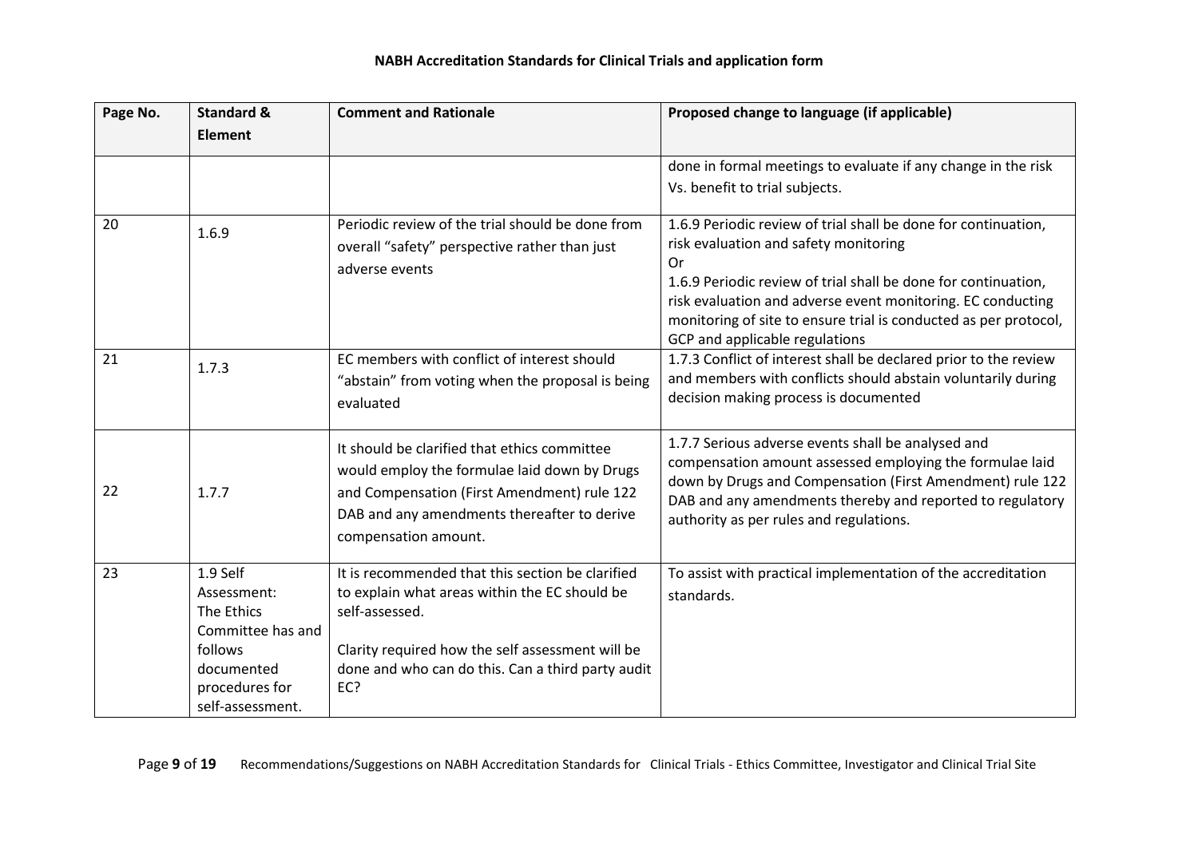**NABH Accreditation Standards for Clinical Trials and application form**

| Page No. | Standard & Element | Comment and Rationale | Proposed change to language (if applicable) |
|---|---|---|---|
| | | | done in formal meetings to evaluate if any change in the risk Vs. benefit to trial subjects. |
| 20 | 1.6.9 | Periodic review of the trial should be done from overall "safety" perspective rather than just adverse events | 1.6.9 Periodic review of trial shall be done for continuation, risk evaluation and safety monitoring<br>Or<br>1.6.9 Periodic review of trial shall be done for continuation, risk evaluation and adverse event monitoring. EC conducting monitoring of site to ensure trial is conducted as per protocol, GCP and applicable regulations |
| 21 | 1.7.3 | EC members with conflict of interest should "abstain" from voting when the proposal is being evaluated | 1.7.3 Conflict of interest shall be declared prior to the review and members with conflicts should abstain voluntarily during decision making process is documented |
| 22 | 1.7.7 | It should be clarified that ethics committee would employ the formulae laid down by Drugs and Compensation (First Amendment) rule 122 DAB and any amendments thereafter to derive compensation amount. | 1.7.7 Serious adverse events shall be analysed and compensation amount assessed employing the formulae laid down by Drugs and Compensation (First Amendment) rule 122 DAB and any amendments thereby and reported to regulatory authority as per rules and regulations. |
| 23 | 1.9 Self Assessment: The Ethics Committee has and follows documented procedures for self-assessment. | It is recommended that this section be clarified to explain what areas within the EC should be self-assessed.<br><br>Clarity required how the self assessment will be done and who can do this. Can a third party audit EC? | To assist with practical implementation of the accreditation standards. |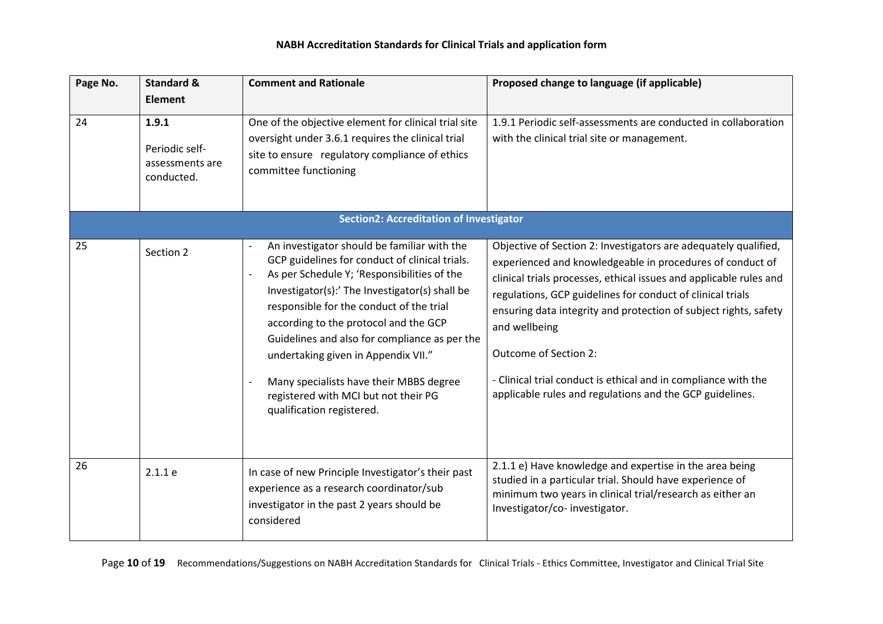## NABH Accreditation Standards for Clinical Trials and application form

| Page No. | Standard & Element | Comment and Rationale | Proposed change to language (if applicable) |
|---|---|---|---|
| 24 | **1.9.1** Periodic self-assessments are conducted. | One of the objective element for clinical trial site oversight under 3.6.1 requires the clinical trial site to ensure regulatory compliance of ethics committee functioning | 1.9.1 Periodic self-assessments are conducted in collaboration with the clinical trial site or management. |
| **Section2: Accreditation of Investigator** | | | |
| 25 | Section 2 | - An investigator should be familiar with the GCP guidelines for conduct of clinical trials.<br>- As per Schedule Y; 'Responsibilities of the Investigator(s):' The Investigator(s) shall be responsible for the conduct of the trial according to the protocol and the GCP Guidelines and also for compliance as per the undertaking given in Appendix VII."<br>- Many specialists have their MBBS degree registered with MCI but not their PG qualification registered. | Objective of Section 2: Investigators are adequately qualified, experienced and knowledgeable in procedures of conduct of clinical trials processes, ethical issues and applicable rules and regulations, GCP guidelines for conduct of clinical trials ensuring data integrity and protection of subject rights, safety and wellbeing<br><br>Outcome of Section 2:<br><br>- Clinical trial conduct is ethical and in compliance with the applicable rules and regulations and the GCP guidelines. |
| 26 | 2.1.1 e | In case of new Principle Investigator's their past experience as a research coordinator/sub investigator in the past 2 years should be considered | 2.1.1 e) Have knowledge and expertise in the area being studied in a particular trial. Should have experience of minimum two years in clinical trial/research as either an Investigator/co- investigator. |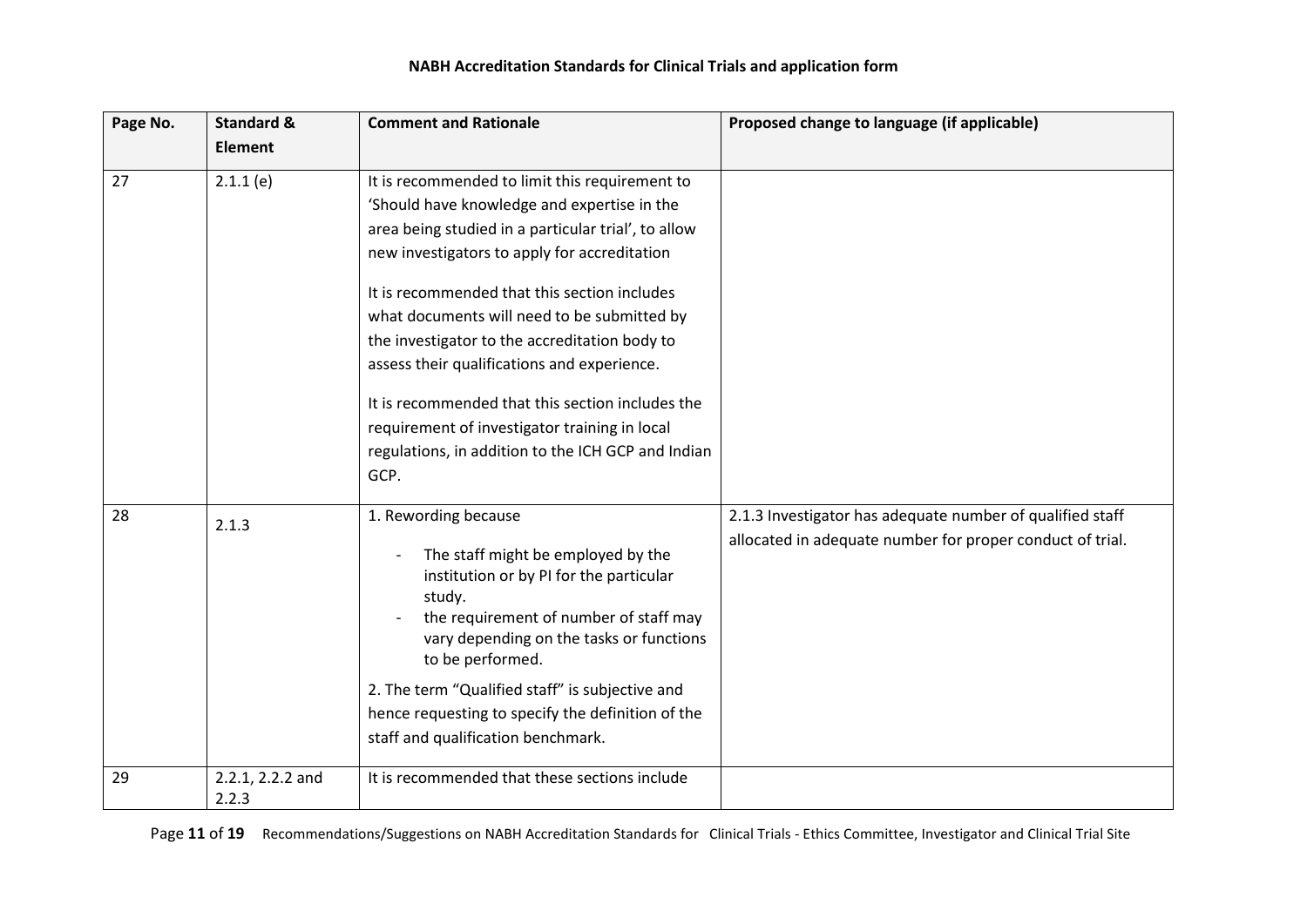| Page No. | Standard & Element | Comment and Rationale | Proposed change to language (if applicable) |
|---|---|---|---|
| 27 | 2.1.1 (e) | It is recommended to limit this requirement to 'Should have knowledge and expertise in the area being studied in a particular trial', to allow new investigators to apply for accreditation<br><br>It is recommended that this section includes what documents will need to be submitted by the investigator to the accreditation body to assess their qualifications and experience.<br><br>It is recommended that this section includes the requirement of investigator training in local regulations, in addition to the ICH GCP and Indian GCP. | |
| 28 | 2.1.3 | 1. Rewording because<br>- The staff might be employed by the institution or by PI for the particular study.<br>- the requirement of number of staff may vary depending on the tasks or functions to be performed.<br><br>2. The term "Qualified staff" is subjective and hence requesting to specify the definition of the staff and qualification benchmark. | 2.1.3 Investigator has adequate number of qualified staff allocated in adequate number for proper conduct of trial. |
| 29 | 2.2.1, 2.2.2 and 2.2.3 | It is recommended that these sections include | |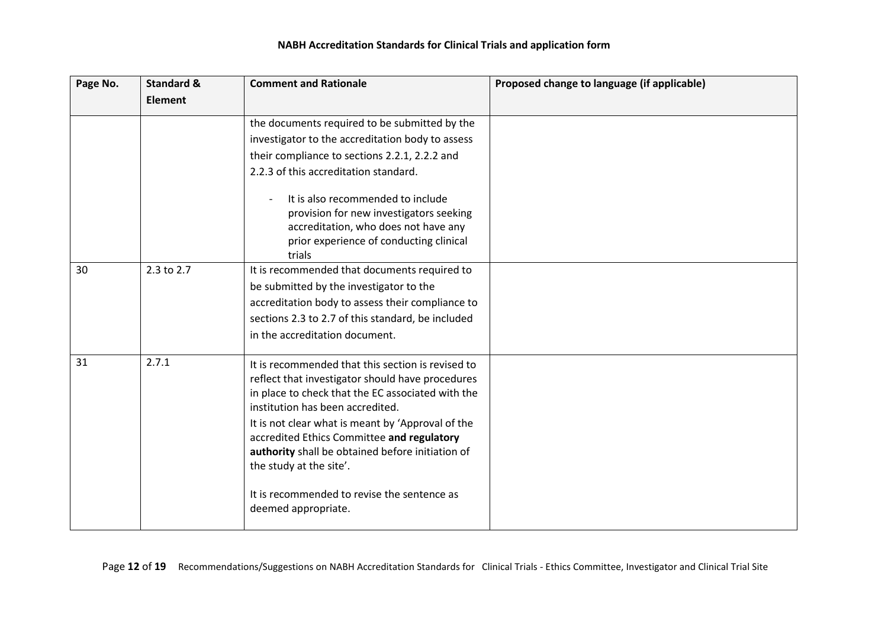| Page No. | Standard & Element | Comment and Rationale | Proposed change to language (if applicable) |
|---|---|---|---|
| | | the documents required to be submitted by the investigator to the accreditation body to assess their compliance to sections 2.2.1, 2.2.2 and 2.2.3 of this accreditation standard.<br><br>- It is also recommended to include provision for new investigators seeking accreditation, who does not have any prior experience of conducting clinical trials | |
| 30 | 2.3 to 2.7 | It is recommended that documents required to be submitted by the investigator to the accreditation body to assess their compliance to sections 2.3 to 2.7 of this standard, be included in the accreditation document. | |
| 31 | 2.7.1 | It is recommended that this section is revised to reflect that investigator should have procedures in place to check that the EC associated with the institution has been accredited.<br>It is not clear what is meant by 'Approval of the accredited Ethics Committee **and regulatory authority** shall be obtained before initiation of the study at the site'.<br><br>It is recommended to revise the sentence as deemed appropriate. | |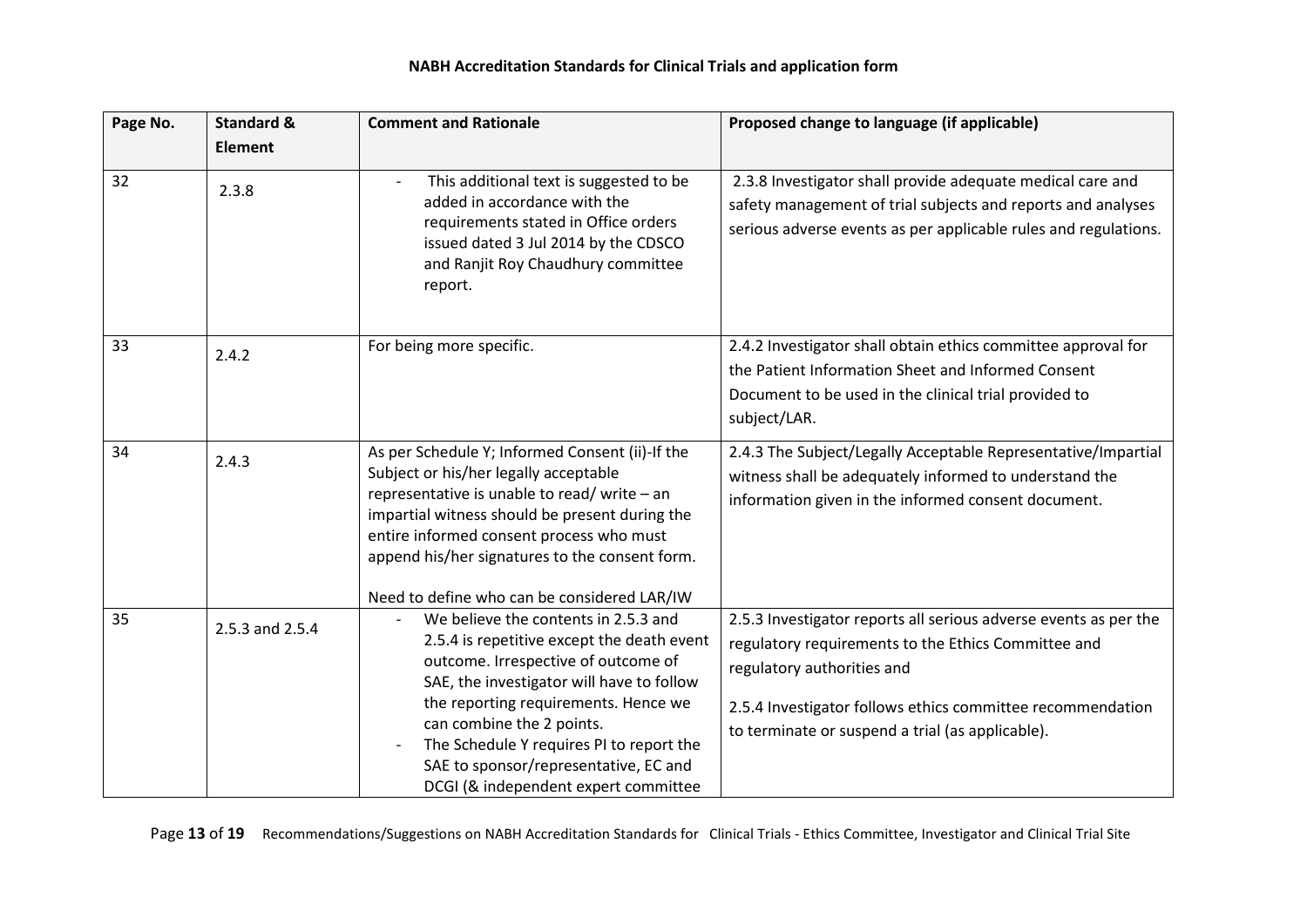**NABH Accreditation Standards for Clinical Trials and application form**

| Page No. | Standard & Element | Comment and Rationale | Proposed change to language (if applicable) |
|---|---|---|---|
| 32 | 2.3.8 | - This additional text is suggested to be added in accordance with the requirements stated in Office orders issued dated 3 Jul 2014 by the CDSCO and Ranjit Roy Chaudhury committee report. | 2.3.8 Investigator shall provide adequate medical care and safety management of trial subjects and reports and analyses serious adverse events as per applicable rules and regulations. |
| 33 | 2.4.2 | For being more specific. | 2.4.2 Investigator shall obtain ethics committee approval for the Patient Information Sheet and Informed Consent Document to be used in the clinical trial provided to subject/LAR. |
| 34 | 2.4.3 | As per Schedule Y; Informed Consent (ii)-If the Subject or his/her legally acceptable representative is unable to read/ write – an impartial witness should be present during the entire informed consent process who must append his/her signatures to the consent form.<br><br>Need to define who can be considered LAR/IW | 2.4.3 The Subject/Legally Acceptable Representative/Impartial witness shall be adequately informed to understand the information given in the informed consent document. |
| 35 | 2.5.3 and 2.5.4 | - We believe the contents in 2.5.3 and 2.5.4 is repetitive except the death event outcome. Irrespective of outcome of SAE, the investigator will have to follow the reporting requirements. Hence we can combine the 2 points.<br>- The Schedule Y requires PI to report the SAE to sponsor/representative, EC and DCGI (& independent expert committee | 2.5.3 Investigator reports all serious adverse events as per the regulatory requirements to the Ethics Committee and regulatory authorities and<br><br>2.5.4 Investigator follows ethics committee recommendation to terminate or suspend a trial (as applicable). |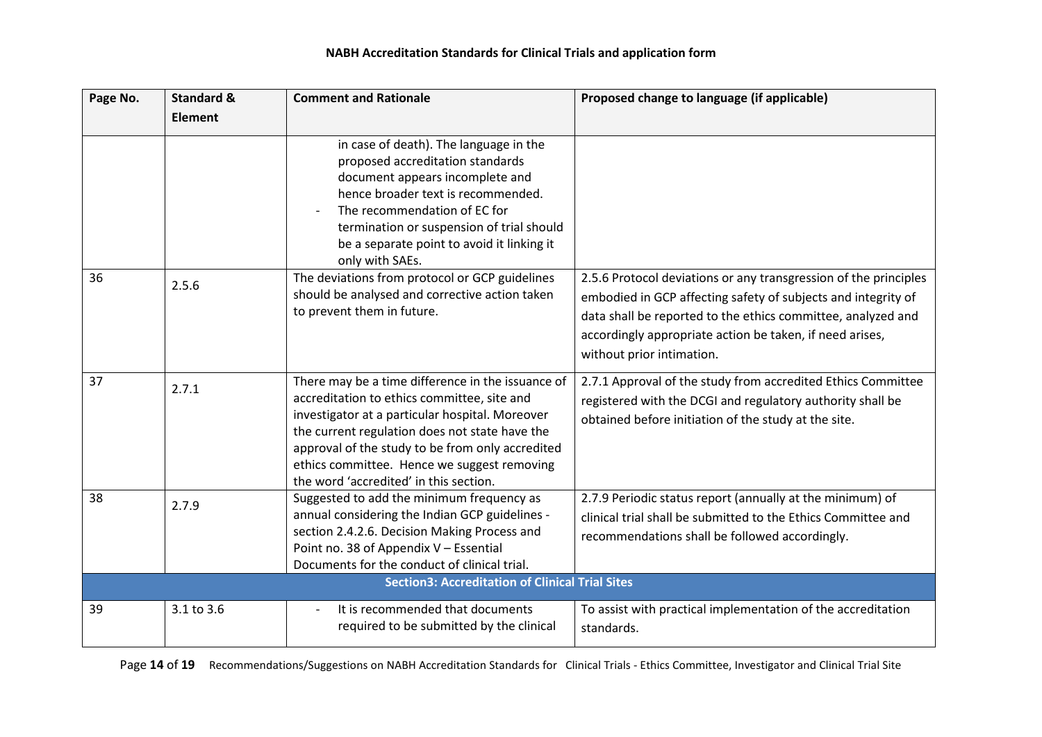# NABH Accreditation Standards for Clinical Trials and application form

| Page No. | Standard & Element | Comment and Rationale | Proposed change to language (if applicable) |
|---|---|---|---|
| | | in case of death). The language in the proposed accreditation standards document appears incomplete and hence broader text is recommended.<br>- The recommendation of EC for termination or suspension of trial should be a separate point to avoid it linking it only with SAEs. | |
| 36 | 2.5.6 | The deviations from protocol or GCP guidelines should be analysed and corrective action taken to prevent them in future. | 2.5.6 Protocol deviations or any transgression of the principles embodied in GCP affecting safety of subjects and integrity of data shall be reported to the ethics committee, analyzed and accordingly appropriate action be taken, if need arises, without prior intimation. |
| 37 | 2.7.1 | There may be a time difference in the issuance of accreditation to ethics committee, site and investigator at a particular hospital. Moreover the current regulation does not state have the approval of the study to be from only accredited ethics committee. Hence we suggest removing the word 'accredited' in this section. | 2.7.1 Approval of the study from accredited Ethics Committee registered with the DCGI and regulatory authority shall be obtained before initiation of the study at the site. |
| 38 | 2.7.9 | Suggested to add the minimum frequency as annual considering the Indian GCP guidelines - section 2.4.2.6. Decision Making Process and Point no. 38 of Appendix V – Essential Documents for the conduct of clinical trial. | 2.7.9 Periodic status report (annually at the minimum) of clinical trial shall be submitted to the Ethics Committee and recommendations shall be followed accordingly. |
| **Section3: Accreditation of Clinical Trial Sites** | | | |
| 39 | 3.1 to 3.6 | - It is recommended that documents required to be submitted by the clinical | To assist with practical implementation of the accreditation standards. |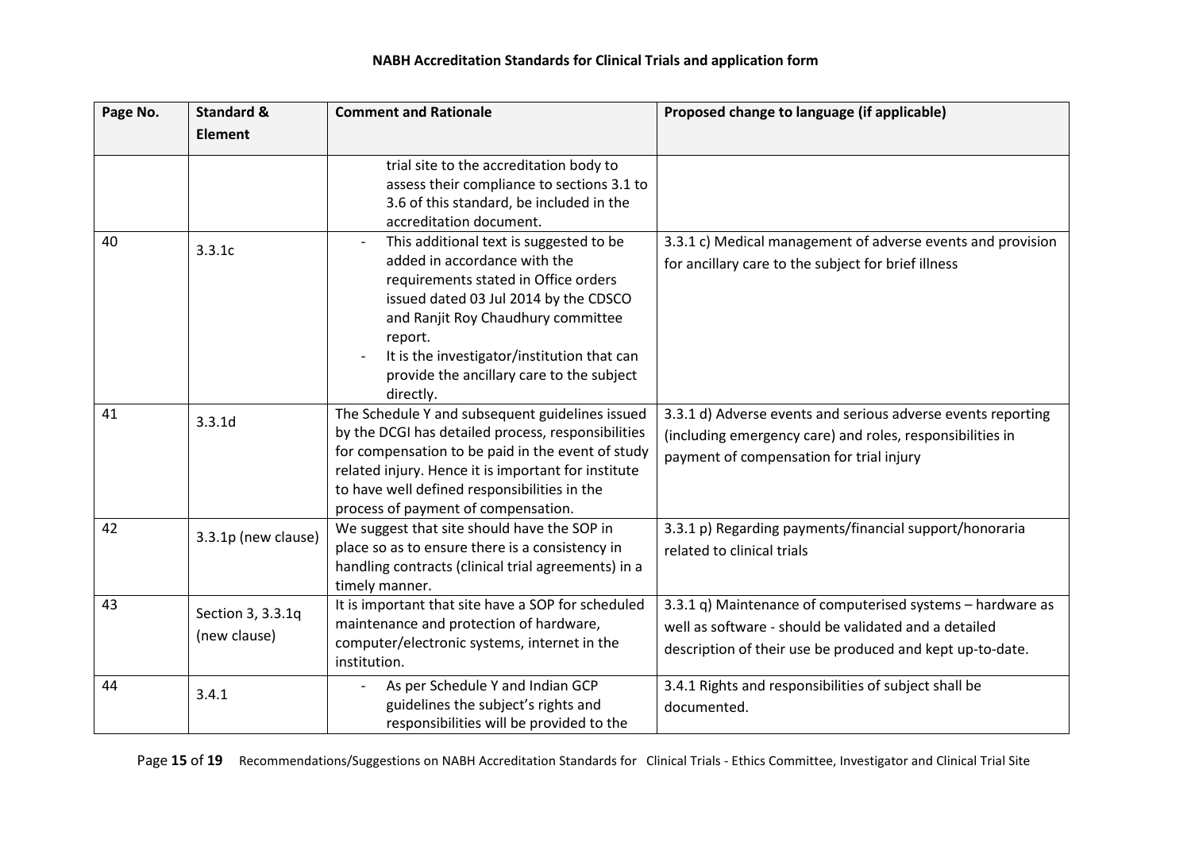| Page No. | Standard & Element | Comment and Rationale | Proposed change to language (if applicable) |
|---|---|---|---|
| | | trial site to the accreditation body to assess their compliance to sections 3.1 to 3.6 of this standard, be included in the accreditation document. | |
| 40 | 3.3.1c | - This additional text is suggested to be added in accordance with the requirements stated in Office orders issued dated 03 Jul 2014 by the CDSCO and Ranjit Roy Chaudhury committee report.<br>- It is the investigator/institution that can provide the ancillary care to the subject directly. | 3.3.1 c) Medical management of adverse events and provision for ancillary care to the subject for brief illness |
| 41 | 3.3.1d | The Schedule Y and subsequent guidelines issued by the DCGI has detailed process, responsibilities for compensation to be paid in the event of study related injury. Hence it is important for institute to have well defined responsibilities in the process of payment of compensation. | 3.3.1 d) Adverse events and serious adverse events reporting (including emergency care) and roles, responsibilities in payment of compensation for trial injury |
| 42 | 3.3.1p (new clause) | We suggest that site should have the SOP in place so as to ensure there is a consistency in handling contracts (clinical trial agreements) in a timely manner. | 3.3.1 p) Regarding payments/financial support/honoraria related to clinical trials |
| 43 | Section 3, 3.3.1q (new clause) | It is important that site have a SOP for scheduled maintenance and protection of hardware, computer/electronic systems, internet in the institution. | 3.3.1 q) Maintenance of computerised systems – hardware as well as software - should be validated and a detailed description of their use be produced and kept up-to-date. |
| 44 | 3.4.1 | - As per Schedule Y and Indian GCP guidelines the subject's rights and responsibilities will be provided to the | 3.4.1 Rights and responsibilities of subject shall be documented. |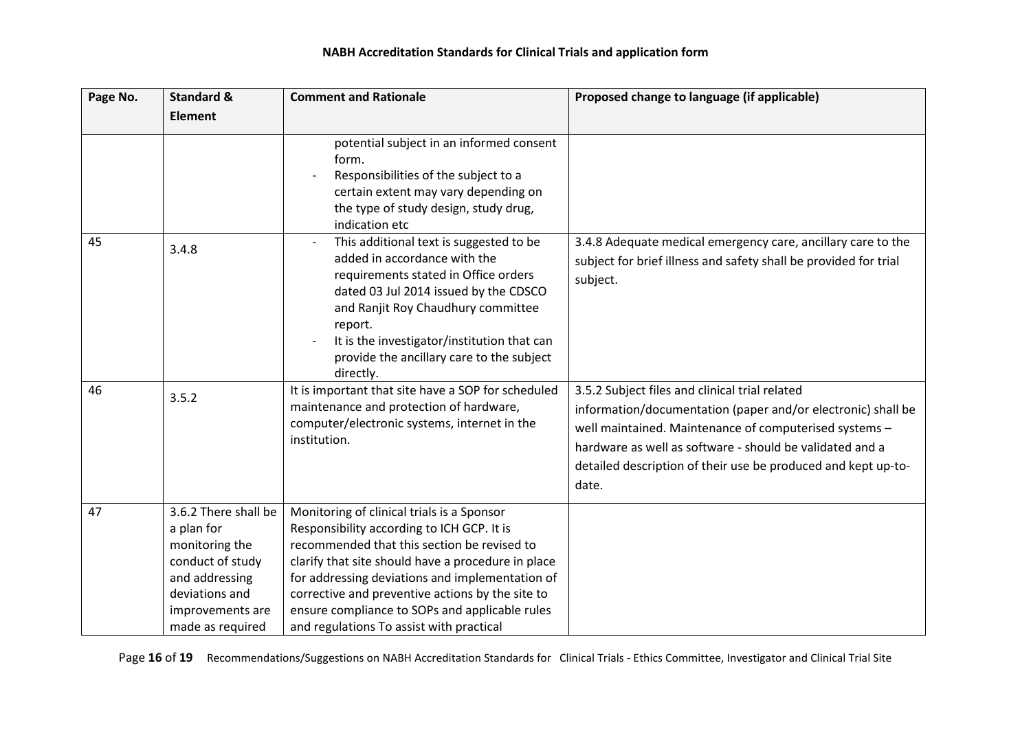**NABH Accreditation Standards for Clinical Trials and application form**

| Page No. | Standard & Element | Comment and Rationale | Proposed change to language (if applicable) |
|---|---|---|---|
| | | potential subject in an informed consent form.<br>- Responsibilities of the subject to a certain extent may vary depending on the type of study design, study drug, indication etc | |
| 45 | 3.4.8 | - This additional text is suggested to be added in accordance with the requirements stated in Office orders dated 03 Jul 2014 issued by the CDSCO and Ranjit Roy Chaudhury committee report.<br>- It is the investigator/institution that can provide the ancillary care to the subject directly. | 3.4.8 Adequate medical emergency care, ancillary care to the subject for brief illness and safety shall be provided for trial subject. |
| 46 | 3.5.2 | It is important that site have a SOP for scheduled maintenance and protection of hardware, computer/electronic systems, internet in the institution. | 3.5.2 Subject files and clinical trial related information/documentation (paper and/or electronic) shall be well maintained. Maintenance of computerised systems – hardware as well as software - should be validated and a detailed description of their use be produced and kept up-to-date. |
| 47 | 3.6.2 There shall be a plan for monitoring the conduct of study and addressing deviations and improvements are made as required | Monitoring of clinical trials is a Sponsor Responsibility according to ICH GCP. It is recommended that this section be revised to clarify that site should have a procedure in place for addressing deviations and implementation of corrective and preventive actions by the site to ensure compliance to SOPs and applicable rules and regulations To assist with practical | |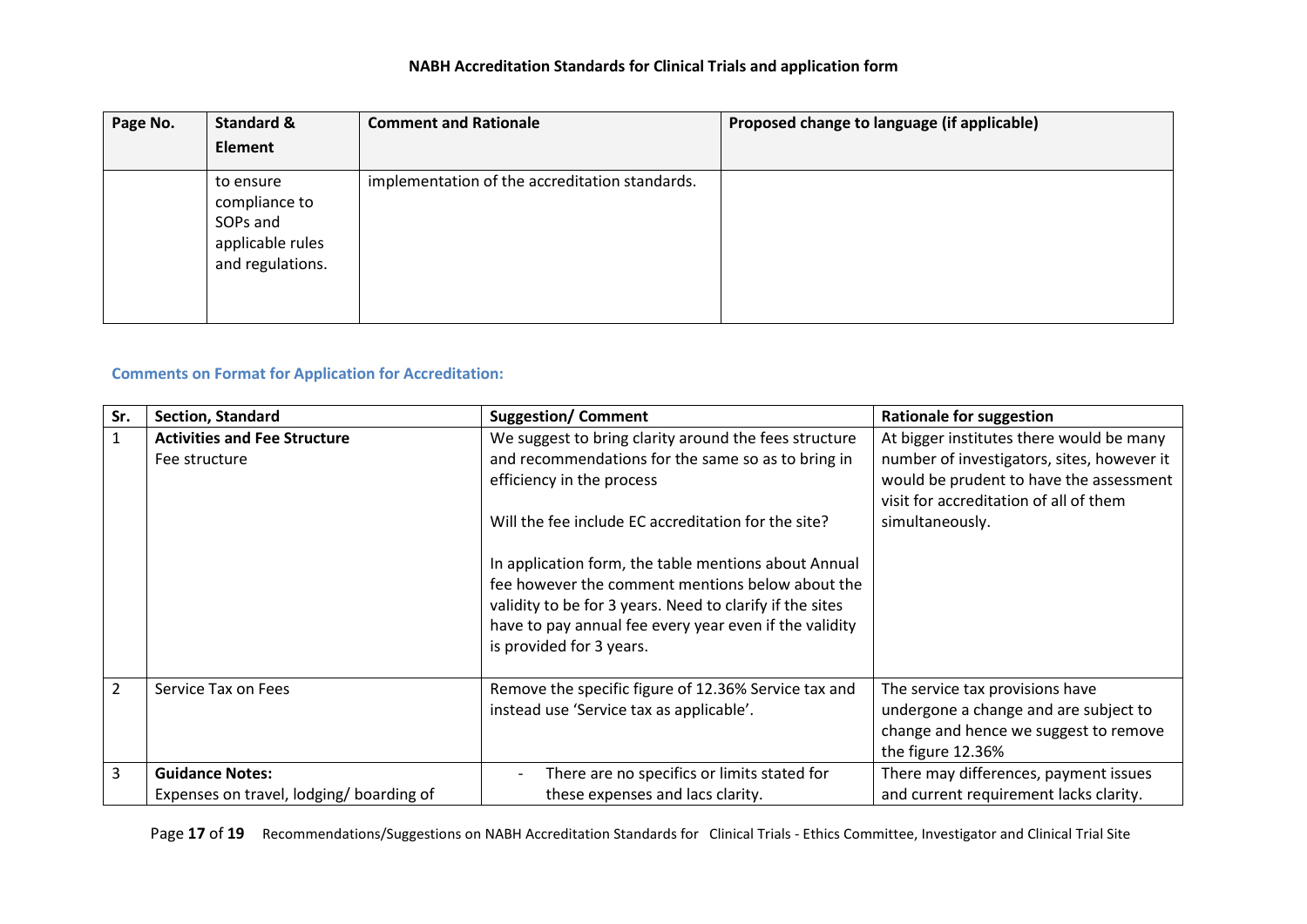**NABH Accreditation Standards for Clinical Trials and application form**

| Page No. | Standard & Element | Comment and Rationale | Proposed change to language (if applicable) |
|---|---|---|---|
| | to ensure compliance to SOPs and applicable rules and regulations. | implementation of the accreditation standards. | |

**Comments on Format for Application for Accreditation:**

| Sr. | Section, Standard | Suggestion/ Comment | Rationale for suggestion |
|---|---|---|---|
| 1 | **Activities and Fee Structure**<br>Fee structure | We suggest to bring clarity around the fees structure and recommendations for the same so as to bring in efficiency in the process<br><br>Will the fee include EC accreditation for the site?<br><br>In application form, the table mentions about Annual fee however the comment mentions below about the validity to be for 3 years. Need to clarify if the sites have to pay annual fee every year even if the validity is provided for 3 years. | At bigger institutes there would be many number of investigators, sites, however it would be prudent to have the assessment visit for accreditation of all of them simultaneously. |
| 2 | Service Tax on Fees | Remove the specific figure of 12.36% Service tax and instead use 'Service tax as applicable'. | The service tax provisions have undergone a change and are subject to change and hence we suggest to remove the figure 12.36% |
| 3 | **Guidance Notes:**<br>Expenses on travel, lodging/ boarding of | - There are no specifics or limits stated for these expenses and lacs clarity. | There may differences, payment issues and current requirement lacks clarity. |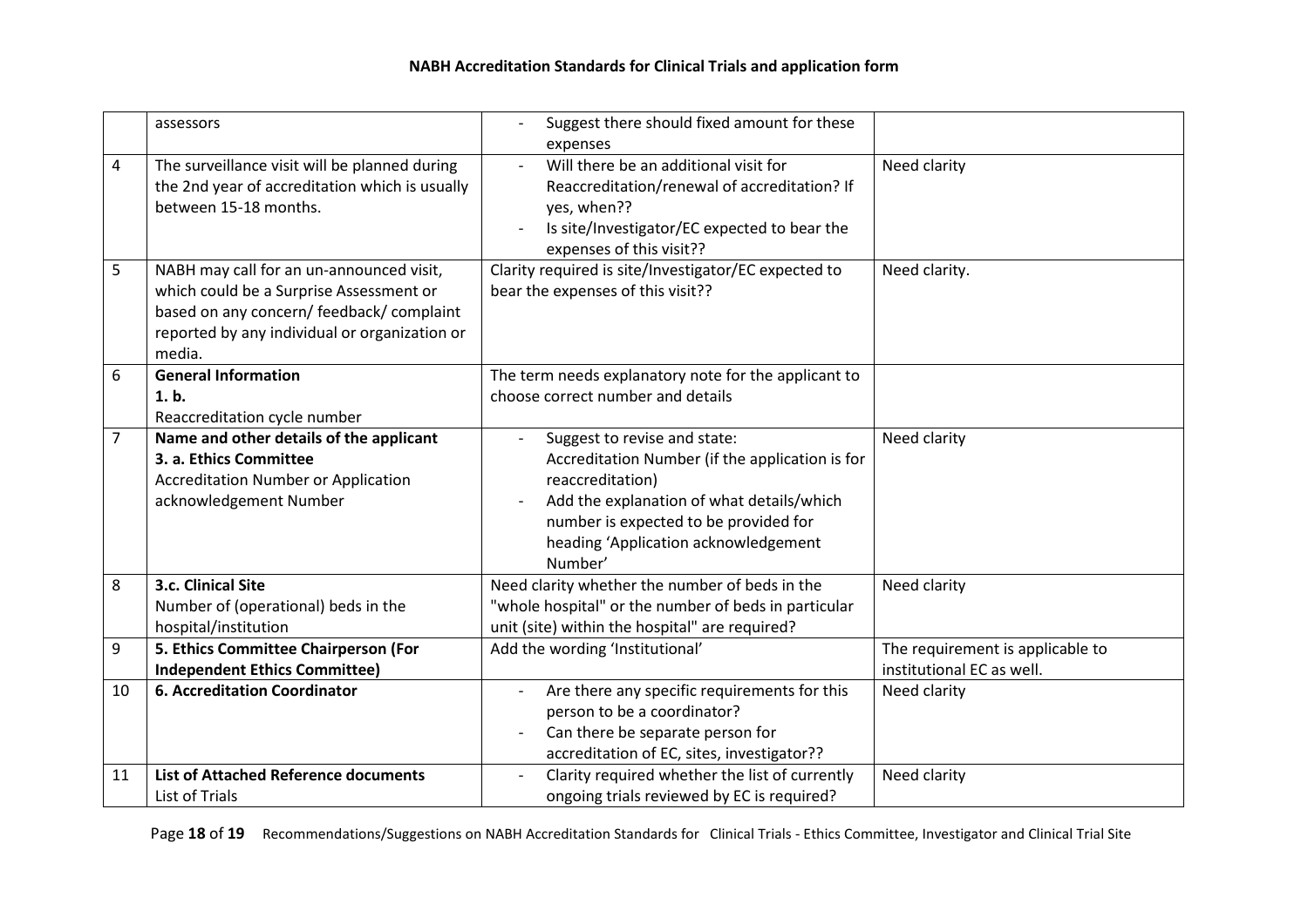|  | assessors | - Suggest there should fixed amount for these expenses |  |
|---|---|---|---|
| 4 | The surveillance visit will be planned during the 2nd year of accreditation which is usually between 15-18 months. | - Will there be an additional visit for Reaccreditation/renewal of accreditation? If yes, when??<br>- Is site/Investigator/EC expected to bear the expenses of this visit?? | Need clarity |
| 5 | NABH may call for an un-announced visit, which could be a Surprise Assessment or based on any concern/ feedback/ complaint reported by any individual or organization or media. | Clarity required is site/Investigator/EC expected to bear the expenses of this visit?? | Need clarity. |
| 6 | **General Information**<br>**1. b.**<br>Reaccreditation cycle number | The term needs explanatory note for the applicant to choose correct number and details |  |
| 7 | **Name and other details of the applicant**<br>**3. a. Ethics Committee**<br>Accreditation Number or Application acknowledgement Number | - Suggest to revise and state: Accreditation Number (if the application is for reaccreditation)<br>- Add the explanation of what details/which number is expected to be provided for heading 'Application acknowledgement Number' | Need clarity |
| 8 | **3.c. Clinical Site**<br>Number of (operational) beds in the hospital/institution | Need clarity whether the number of beds in the "whole hospital" or the number of beds in particular unit (site) within the hospital" are required? | Need clarity |
| 9 | **5. Ethics Committee Chairperson (For Independent Ethics Committee)** | Add the wording 'Institutional' | The requirement is applicable to institutional EC as well. |
| 10 | **6. Accreditation Coordinator** | - Are there any specific requirements for this person to be a coordinator?<br>- Can there be separate person for accreditation of EC, sites, investigator?? | Need clarity |
| 11 | **List of Attached Reference documents**<br>List of Trials | - Clarity required whether the list of currently ongoing trials reviewed by EC is required? | Need clarity |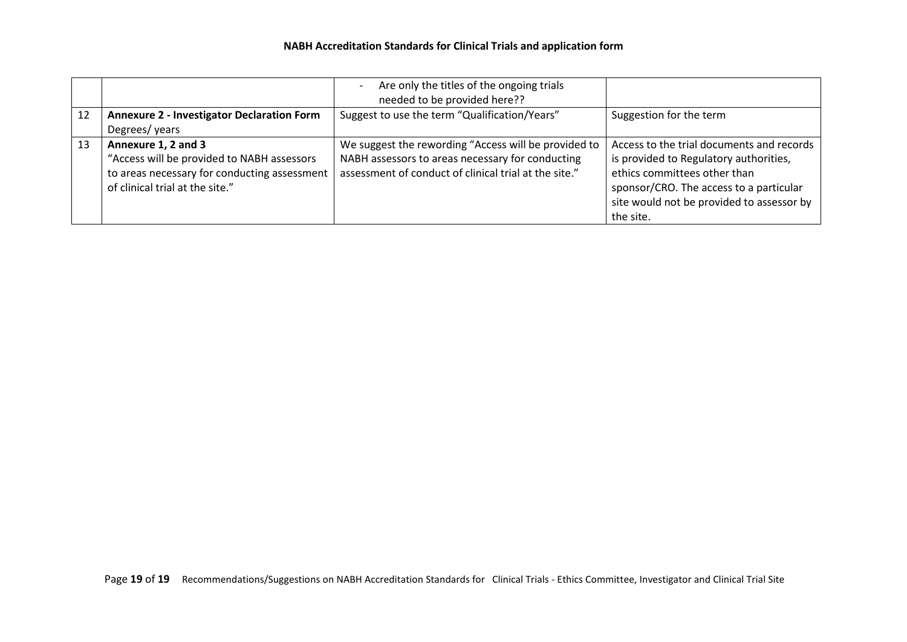| | | | |
|---|---|---|---|
| | | - Are only the titles of the ongoing trials needed to be provided here?? | |
| 12 | **Annexure 2 - Investigator Declaration Form** Degrees/ years | Suggest to use the term "Qualification/Years" | Suggestion for the term |
| 13 | **Annexure 1, 2 and 3** "Access will be provided to NABH assessors to areas necessary for conducting assessment of clinical trial at the site." | We suggest the rewording "Access will be provided to NABH assessors to areas necessary for conducting assessment of conduct of clinical trial at the site." | Access to the trial documents and records is provided to Regulatory authorities, ethics committees other than sponsor/CRO. The access to a particular site would not be provided to assessor by the site. |